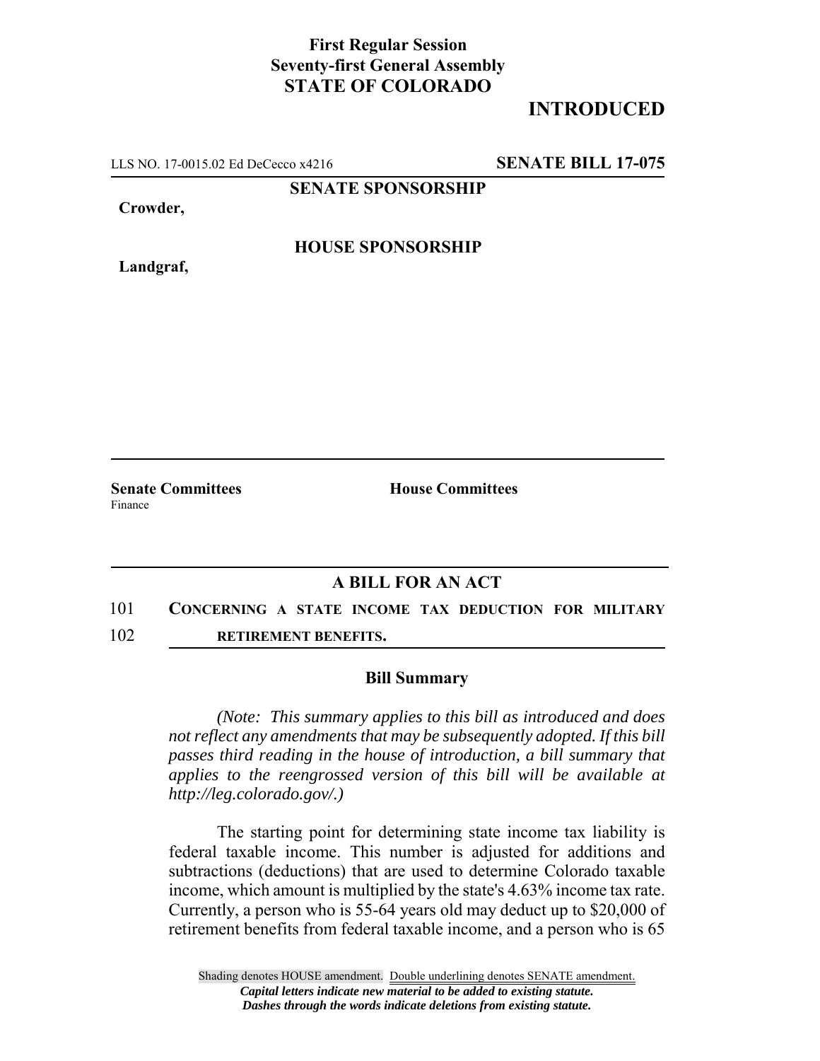**First Regular Session**
**Seventy-first General Assembly**
**STATE OF COLORADO**

# INTRODUCED

LLS NO. 17-0015.02 Ed DeCecco x4216 **SENATE BILL 17-075**

**SENATE SPONSORSHIP**

**Crowder,**

**HOUSE SPONSORSHIP**

**Landgraf,**

**Senate Committees**
Finance

**House Committees**

## A BILL FOR AN ACT

101 **CONCERNING A STATE INCOME TAX DEDUCTION FOR MILITARY**
102 **RETIREMENT BENEFITS.**

### Bill Summary

*(Note: This summary applies to this bill as introduced and does not reflect any amendments that may be subsequently adopted. If this bill passes third reading in the house of introduction, a bill summary that applies to the reengrossed version of this bill will be available at http://leg.colorado.gov/.)*

The starting point for determining state income tax liability is federal taxable income. This number is adjusted for additions and subtractions (deductions) that are used to determine Colorado taxable income, which amount is multiplied by the state's 4.63% income tax rate. Currently, a person who is 55-64 years old may deduct up to $20,000 of retirement benefits from federal taxable income, and a person who is 65

Shading denotes HOUSE amendment. Double underlining denotes SENATE amendment.
*Capital letters indicate new material to be added to existing statute.*
*Dashes through the words indicate deletions from existing statute.*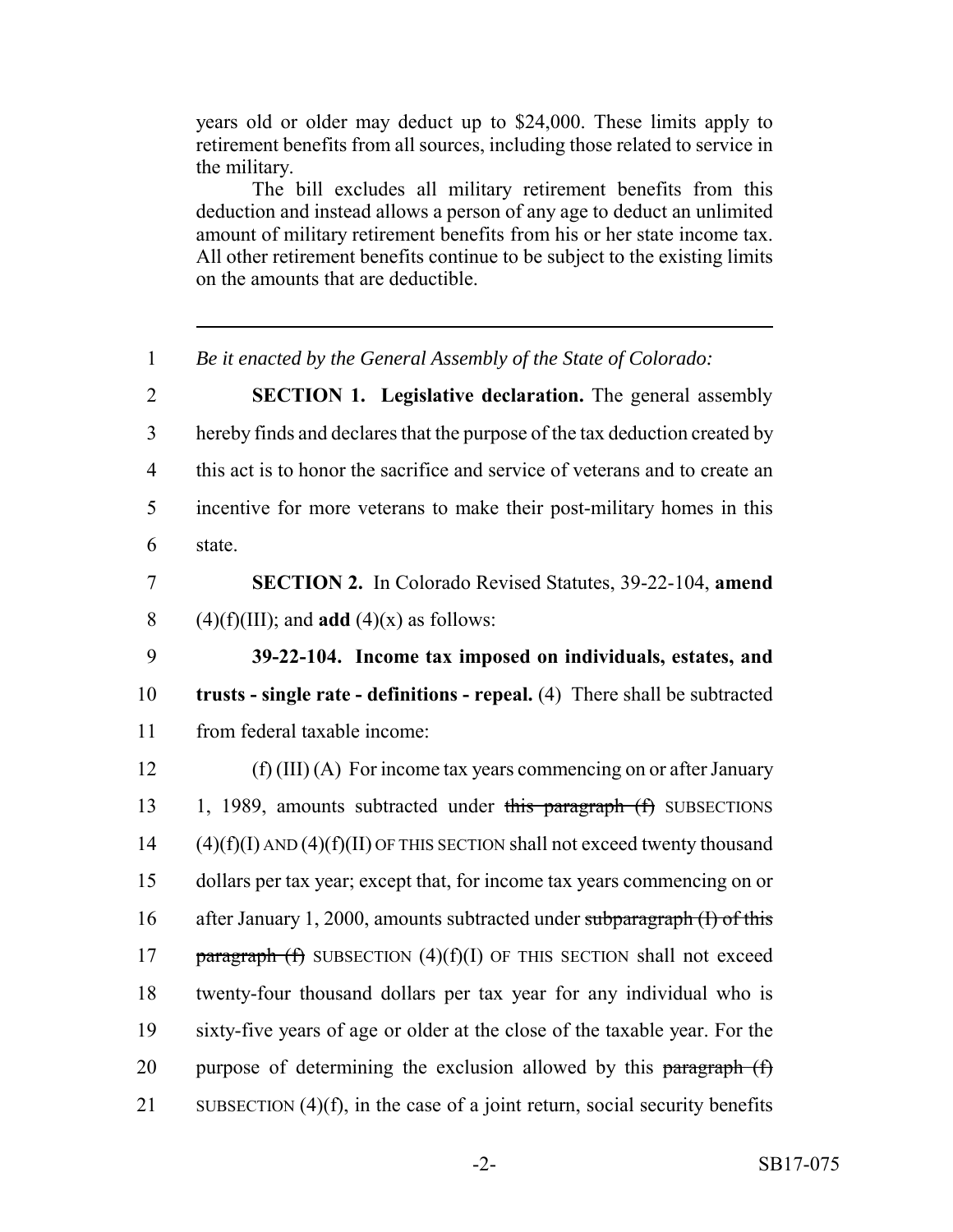years old or older may deduct up to $24,000. These limits apply to retirement benefits from all sources, including those related to service in the military.

The bill excludes all military retirement benefits from this deduction and instead allows a person of any age to deduct an unlimited amount of military retirement benefits from his or her state income tax. All other retirement benefits continue to be subject to the existing limits on the amounts that are deductible.

---

1 *Be it enacted by the General Assembly of the State of Colorado:*

2 **SECTION 1. Legislative declaration.** The general assembly
3 hereby finds and declares that the purpose of the tax deduction created by
4 this act is to honor the sacrifice and service of veterans and to create an
5 incentive for more veterans to make their post-military homes in this
6 state.

7 **SECTION 2.** In Colorado Revised Statutes, 39-22-104, **amend**
8 (4)(f)(III); and **add** (4)(x) as follows:

9 **39-22-104. Income tax imposed on individuals, estates, and**
10 **trusts - single rate - definitions - repeal.** (4) There shall be subtracted
11 from federal taxable income:

12 (f) (III) (A) For income tax years commencing on or after January
13 1, 1989, amounts subtracted under ~~this paragraph (f)~~ SUBSECTIONS
14 (4)(f)(I) AND (4)(f)(II) OF THIS SECTION shall not exceed twenty thousand
15 dollars per tax year; except that, for income tax years commencing on or
16 after January 1, 2000, amounts subtracted under ~~subparagraph (I) of this~~
17 ~~paragraph (f)~~ SUBSECTION (4)(f)(I) OF THIS SECTION shall not exceed
18 twenty-four thousand dollars per tax year for any individual who is
19 sixty-five years of age or older at the close of the taxable year. For the
20 purpose of determining the exclusion allowed by this ~~paragraph (f)~~
21 SUBSECTION (4)(f), in the case of a joint return, social security benefits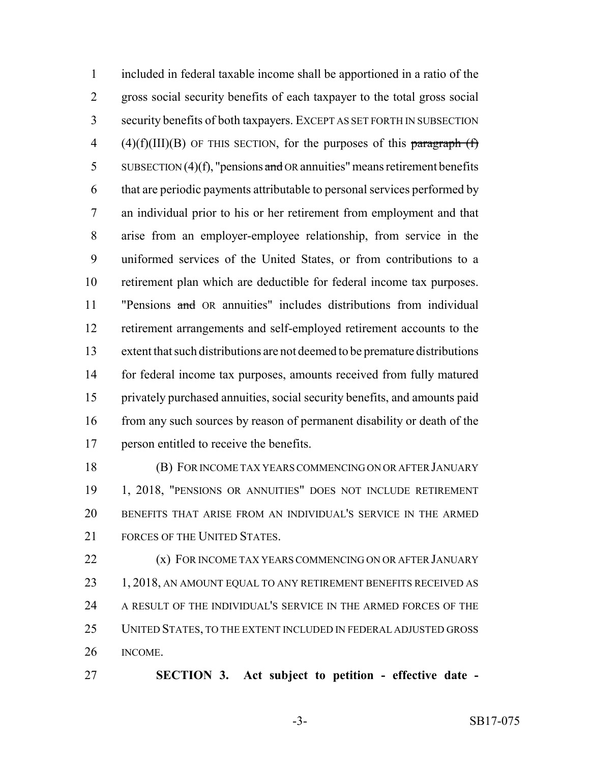included in federal taxable income shall be apportioned in a ratio of the gross social security benefits of each taxpayer to the total gross social security benefits of both taxpayers. EXCEPT AS SET FORTH IN SUBSECTION (4)(f)(III)(B) OF THIS SECTION, for the purposes of this ~~paragraph (f)~~ SUBSECTION (4)(f), "pensions ~~and~~ OR annuities" means retirement benefits that are periodic payments attributable to personal services performed by an individual prior to his or her retirement from employment and that arise from an employer-employee relationship, from service in the uniformed services of the United States, or from contributions to a retirement plan which are deductible for federal income tax purposes. "Pensions ~~and~~ OR annuities" includes distributions from individual retirement arrangements and self-employed retirement accounts to the extent that such distributions are not deemed to be premature distributions for federal income tax purposes, amounts received from fully matured privately purchased annuities, social security benefits, and amounts paid from any such sources by reason of permanent disability or death of the person entitled to receive the benefits.

(B) FOR INCOME TAX YEARS COMMENCING ON OR AFTER JANUARY 1, 2018, "PENSIONS OR ANNUITIES" DOES NOT INCLUDE RETIREMENT BENEFITS THAT ARISE FROM AN INDIVIDUAL'S SERVICE IN THE ARMED FORCES OF THE UNITED STATES.

(x) FOR INCOME TAX YEARS COMMENCING ON OR AFTER JANUARY 1, 2018, AN AMOUNT EQUAL TO ANY RETIREMENT BENEFITS RECEIVED AS A RESULT OF THE INDIVIDUAL'S SERVICE IN THE ARMED FORCES OF THE UNITED STATES, TO THE EXTENT INCLUDED IN FEDERAL ADJUSTED GROSS INCOME.

**SECTION 3. Act subject to petition - effective date -**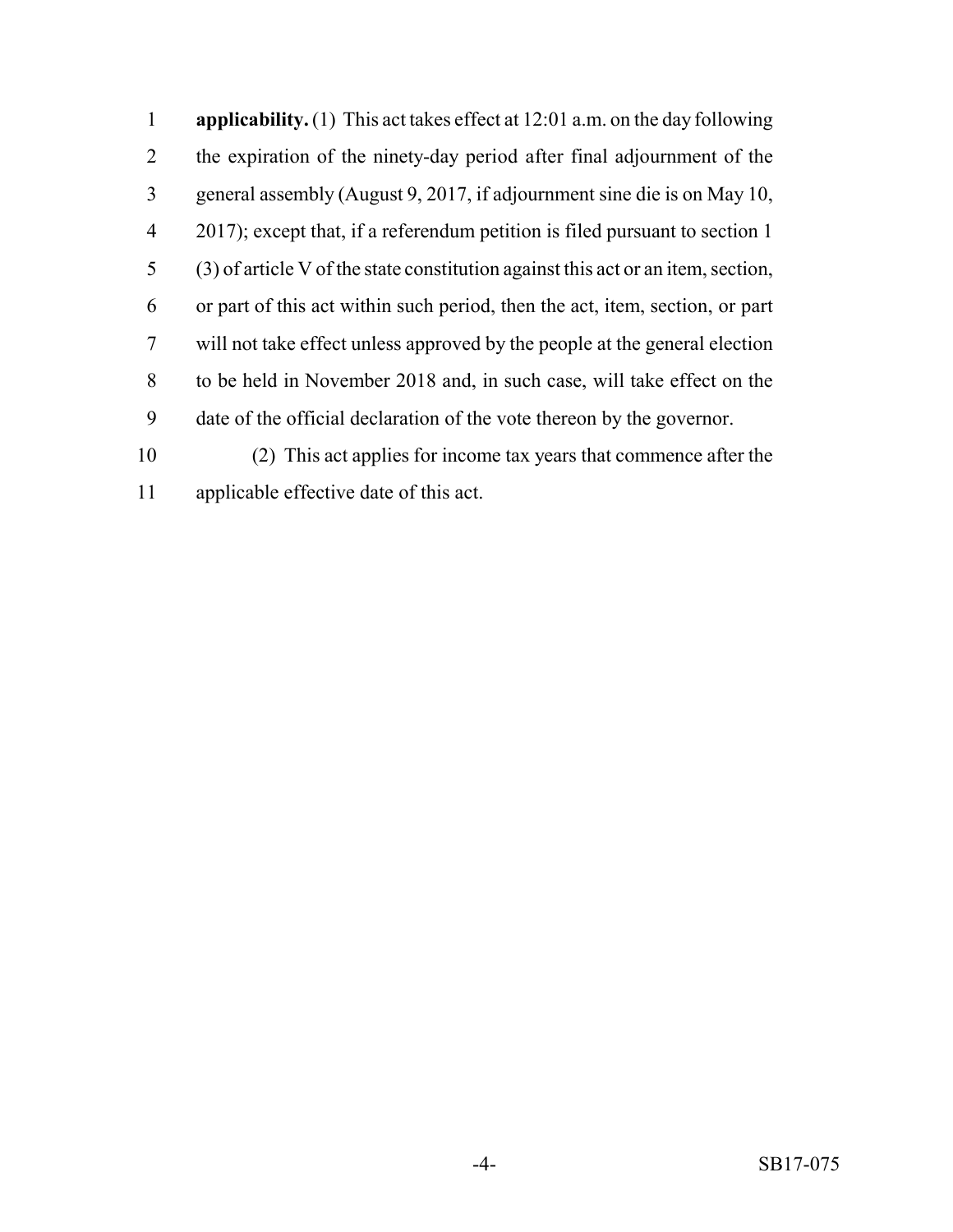**applicability.** (1) This act takes effect at 12:01 a.m. on the day following the expiration of the ninety-day period after final adjournment of the general assembly (August 9, 2017, if adjournment sine die is on May 10, 2017); except that, if a referendum petition is filed pursuant to section 1 (3) of article V of the state constitution against this act or an item, section, or part of this act within such period, then the act, item, section, or part will not take effect unless approved by the people at the general election to be held in November 2018 and, in such case, will take effect on the date of the official declaration of the vote thereon by the governor.

(2) This act applies for income tax years that commence after the applicable effective date of this act.